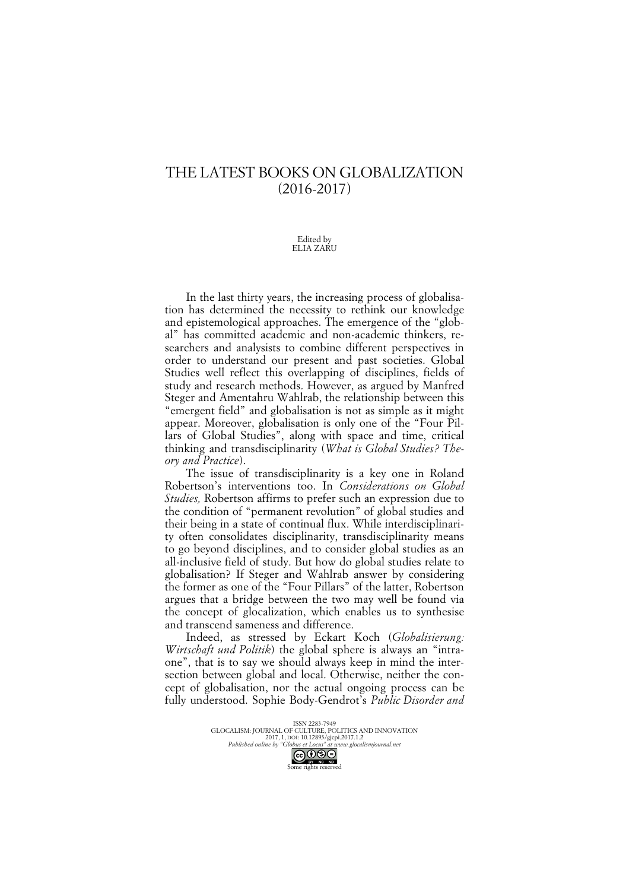# THE LATEST BOOKS ON GLOBALIZATION (2016-2017)

Edited by
ELIA ZARU

In the last thirty years, the increasing process of globalisation has determined the necessity to rethink our knowledge and epistemological approaches. The emergence of the "global" has committed academic and non-academic thinkers, researchers and analysists to combine different perspectives in order to understand our present and past societies. Global Studies well reflect this overlapping of disciplines, fields of study and research methods. However, as argued by Manfred Steger and Amentahru Wahlrab, the relationship between this "emergent field" and globalisation is not as simple as it might appear. Moreover, globalisation is only one of the "Four Pillars of Global Studies", along with space and time, critical thinking and transdisciplinarity (*What is Global Studies? Theory and Practice*).

The issue of transdisciplinarity is a key one in Roland Robertson's interventions too. In *Considerations on Global Studies,* Robertson affirms to prefer such an expression due to the condition of "permanent revolution" of global studies and their being in a state of continual flux. While interdisciplinarity often consolidates disciplinarity, transdisciplinarity means to go beyond disciplines, and to consider global studies as an all-inclusive field of study. But how do global studies relate to globalisation? If Steger and Wahlrab answer by considering the former as one of the "Four Pillars" of the latter, Robertson argues that a bridge between the two may well be found via the concept of glocalization, which enables us to synthesise and transcend sameness and difference.

Indeed, as stressed by Eckart Koch (*Globalisierung: Wirtschaft und Politik*) the global sphere is always an "intra-one", that is to say we should always keep in mind the intersection between global and local. Otherwise, neither the concept of globalisation, nor the actual ongoing process can be fully understood. Sophie Body-Gendrot's *Public Disorder and*

ISSN 2283-7949
GLOCALISM: JOURNAL OF CULTURE, POLITICS AND INNOVATION
2017, 1, DOI: 10.12893/gjcpi.2017.1.2
*Published online by "Globus et Locus" at www.glocalismjournal.net*
Some rights reserved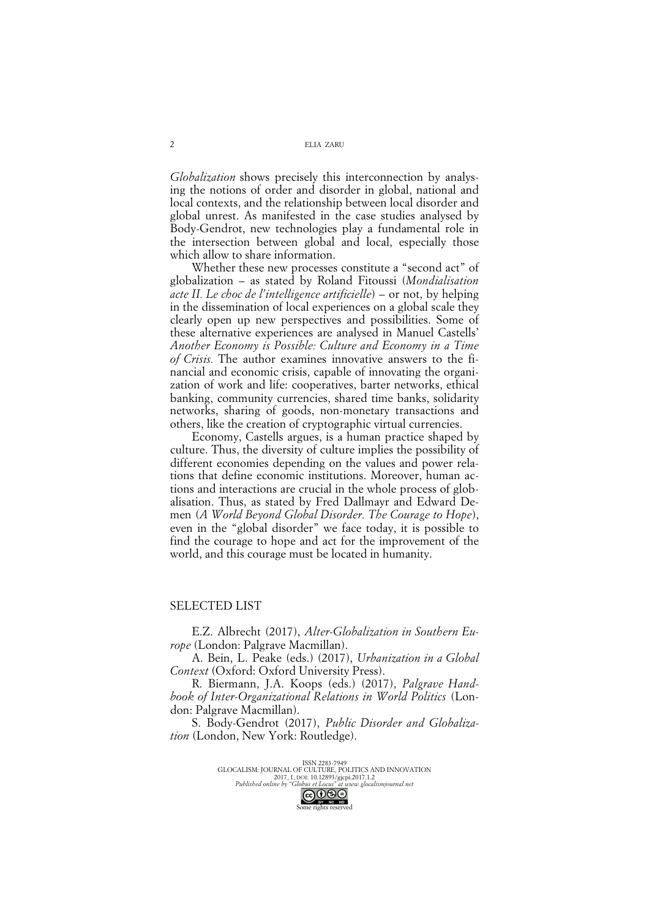*Globalization* shows precisely this interconnection by analysing the notions of order and disorder in global, national and local contexts, and the relationship between local disorder and global unrest. As manifested in the case studies analysed by Body-Gendrot, new technologies play a fundamental role in the intersection between global and local, especially those which allow to share information.

Whether these new processes constitute a "second act" of globalization – as stated by Roland Fitoussi (*Mondialisation acte II. Le choc de l'intelligence artificielle*) – or not, by helping in the dissemination of local experiences on a global scale they clearly open up new perspectives and possibilities. Some of these alternative experiences are analysed in Manuel Castells' *Another Economy is Possible: Culture and Economy in a Time of Crisis.* The author examines innovative answers to the financial and economic crisis, capable of innovating the organization of work and life: cooperatives, barter networks, ethical banking, community currencies, shared time banks, solidarity networks, sharing of goods, non-monetary transactions and others, like the creation of cryptographic virtual currencies.

Economy, Castells argues, is a human practice shaped by culture. Thus, the diversity of culture implies the possibility of different economies depending on the values and power relations that define economic institutions. Moreover, human actions and interactions are crucial in the whole process of globalisation. Thus, as stated by Fred Dallmayr and Edward Demen (*A World Beyond Global Disorder. The Courage to Hope*), even in the "global disorder" we face today, it is possible to find the courage to hope and act for the improvement of the world, and this courage must be located in humanity.

## SELECTED LIST

E.Z. Albrecht (2017), *Alter-Globalization in Southern Europe* (London: Palgrave Macmillan).

A. Bein, L. Peake (eds.) (2017), *Urbanization in a Global Context* (Oxford: Oxford University Press).

R. Biermann, J.A. Koops (eds.) (2017), *Palgrave Handbook of Inter-Organizational Relations in World Politics* (London: Palgrave Macmillan).

S. Body-Gendrot (2017), *Public Disorder and Globalization* (London, New York: Routledge).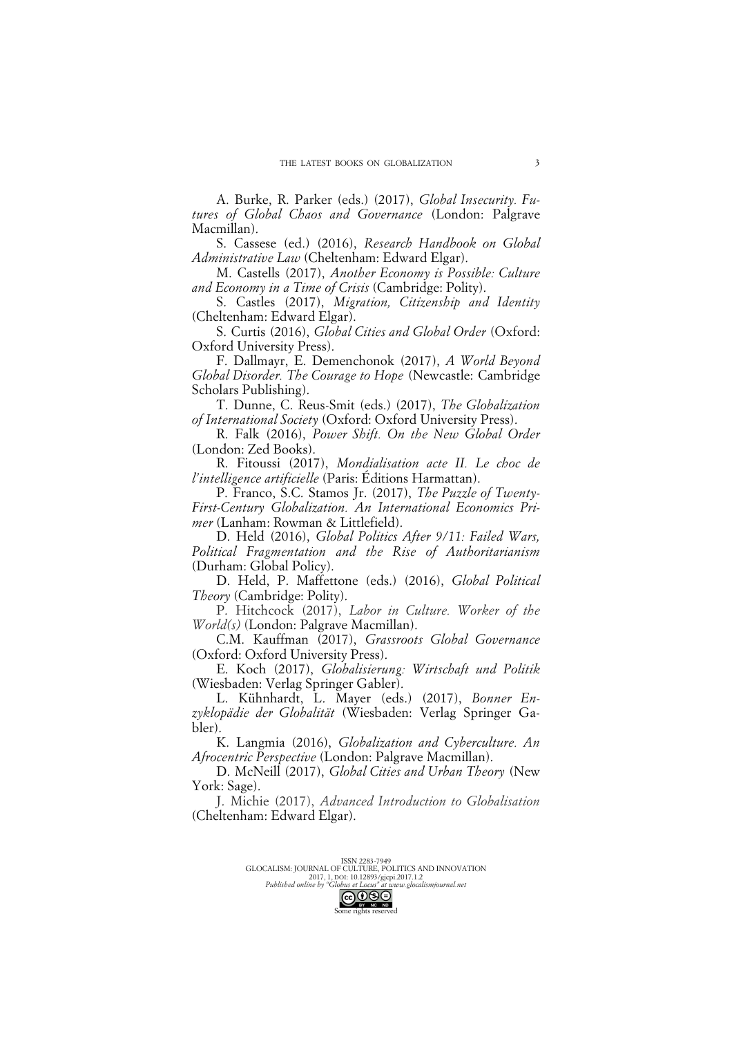A. Burke, R. Parker (eds.) (2017), *Global Insecurity. Futures of Global Chaos and Governance* (London: Palgrave Macmillan).

S. Cassese (ed.) (2016), *Research Handbook on Global Administrative Law* (Cheltenham: Edward Elgar).

M. Castells (2017), *Another Economy is Possible: Culture and Economy in a Time of Crisis* (Cambridge: Polity).

S. Castles (2017), *Migration, Citizenship and Identity* (Cheltenham: Edward Elgar).

S. Curtis (2016), *Global Cities and Global Order* (Oxford: Oxford University Press).

F. Dallmayr, E. Demenchonok (2017), *A World Beyond Global Disorder. The Courage to Hope* (Newcastle: Cambridge Scholars Publishing).

T. Dunne, C. Reus-Smit (eds.) (2017), *The Globalization of International Society* (Oxford: Oxford University Press).

R. Falk (2016), *Power Shift. On the New Global Order* (London: Zed Books).

R. Fitoussi (2017), *Mondialisation acte II. Le choc de l'intelligence artificielle* (Paris: Éditions Harmattan).

P. Franco, S.C. Stamos Jr. (2017), *The Puzzle of Twenty-First-Century Globalization. An International Economics Primer* (Lanham: Rowman & Littlefield).

D. Held (2016), *Global Politics After 9/11: Failed Wars, Political Fragmentation and the Rise of Authoritarianism* (Durham: Global Policy).

D. Held, P. Maffettone (eds.) (2016), *Global Political Theory* (Cambridge: Polity).

P. Hitchcock (2017), *Labor in Culture. Worker of the World(s)* (London: Palgrave Macmillan).

C.M. Kauffman (2017), *Grassroots Global Governance* (Oxford: Oxford University Press).

E. Koch (2017), *Globalisierung: Wirtschaft und Politik* (Wiesbaden: Verlag Springer Gabler).

L. Kühnhardt, L. Mayer (eds.) (2017), *Bonner Enzyklopädie der Globalität* (Wiesbaden: Verlag Springer Gabler).

K. Langmia (2016), *Globalization and Cyberculture. An Afrocentric Perspective* (London: Palgrave Macmillan).

D. McNeill (2017), *Global Cities and Urban Theory* (New York: Sage).

J. Michie (2017), *Advanced Introduction to Globalisation* (Cheltenham: Edward Elgar).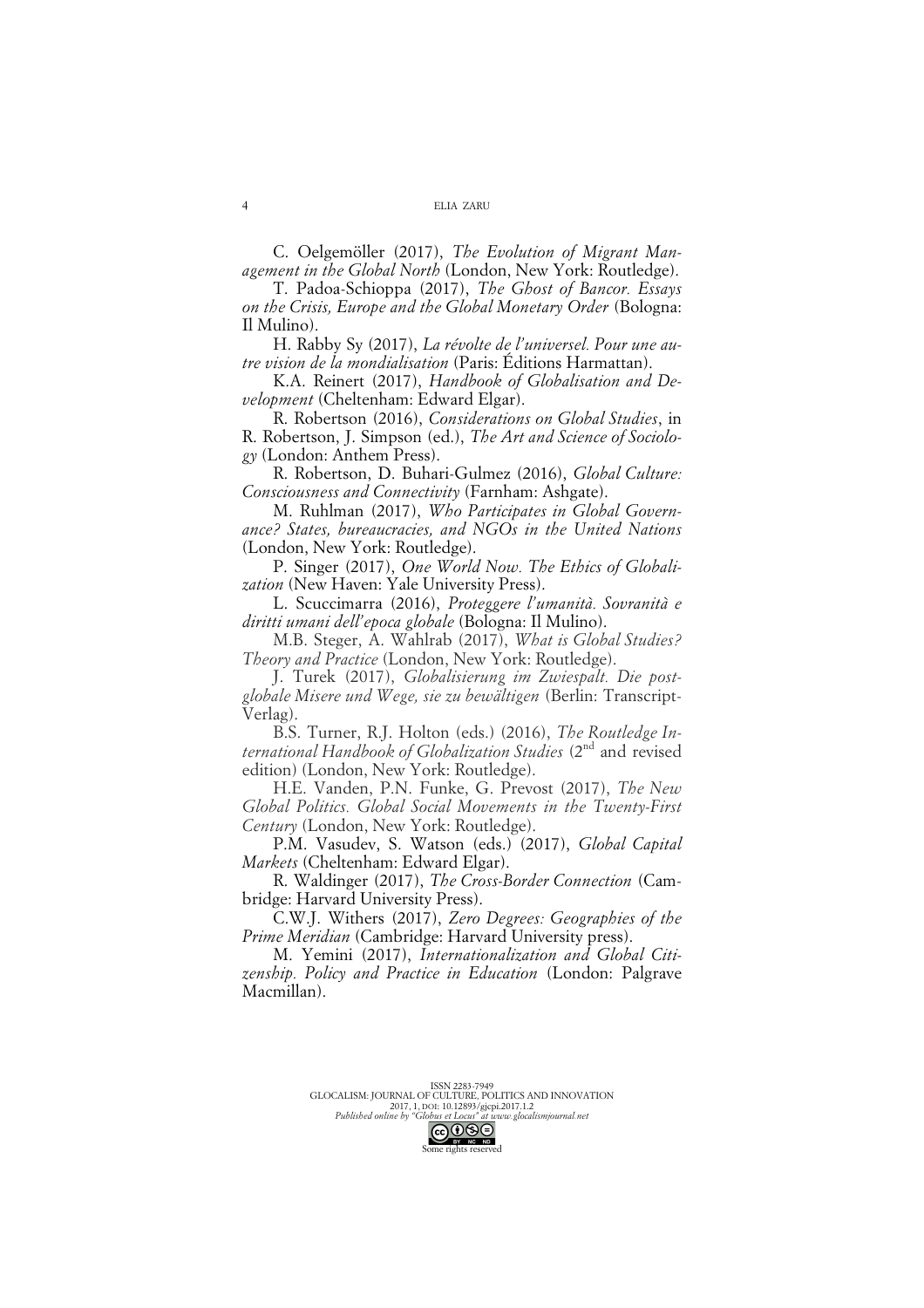C. Oelgemöller (2017), *The Evolution of Migrant Management in the Global North* (London, New York: Routledge).

T. Padoa-Schioppa (2017), *The Ghost of Bancor. Essays on the Crisis, Europe and the Global Monetary Order* (Bologna: Il Mulino).

H. Rabby Sy (2017), *La révolte de l'universel. Pour une autre vision de la mondialisation* (Paris: Éditions Harmattan).

K.A. Reinert (2017), *Handbook of Globalisation and Development* (Cheltenham: Edward Elgar).

R. Robertson (2016), *Considerations on Global Studies*, in R. Robertson, J. Simpson (ed.), *The Art and Science of Sociology* (London: Anthem Press).

R. Robertson, D. Buhari-Gulmez (2016), *Global Culture: Consciousness and Connectivity* (Farnham: Ashgate).

M. Ruhlman (2017), *Who Participates in Global Governance? States, bureaucracies, and NGOs in the United Nations* (London, New York: Routledge).

P. Singer (2017), *One World Now. The Ethics of Globalization* (New Haven: Yale University Press).

L. Scuccimarra (2016), *Proteggere l'umanità. Sovranità e diritti umani dell'epoca globale* (Bologna: Il Mulino).

M.B. Steger, A. Wahlrab (2017), *What is Global Studies? Theory and Practice* (London, New York: Routledge).

J. Turek (2017), *Globalisierung im Zwiespalt. Die postglobale Misere und Wege, sie zu bewältigen* (Berlin: Transcript-Verlag).

B.S. Turner, R.J. Holton (eds.) (2016), *The Routledge International Handbook of Globalization Studies* (2nd and revised edition) (London, New York: Routledge).

H.E. Vanden, P.N. Funke, G. Prevost (2017), *The New Global Politics. Global Social Movements in the Twenty-First Century* (London, New York: Routledge).

P.M. Vasudev, S. Watson (eds.) (2017), *Global Capital Markets* (Cheltenham: Edward Elgar).

R. Waldinger (2017), *The Cross-Border Connection* (Cambridge: Harvard University Press).

C.W.J. Withers (2017), *Zero Degrees: Geographies of the Prime Meridian* (Cambridge: Harvard University press).

M. Yemini (2017), *Internationalization and Global Citizenship. Policy and Practice in Education* (London: Palgrave Macmillan).